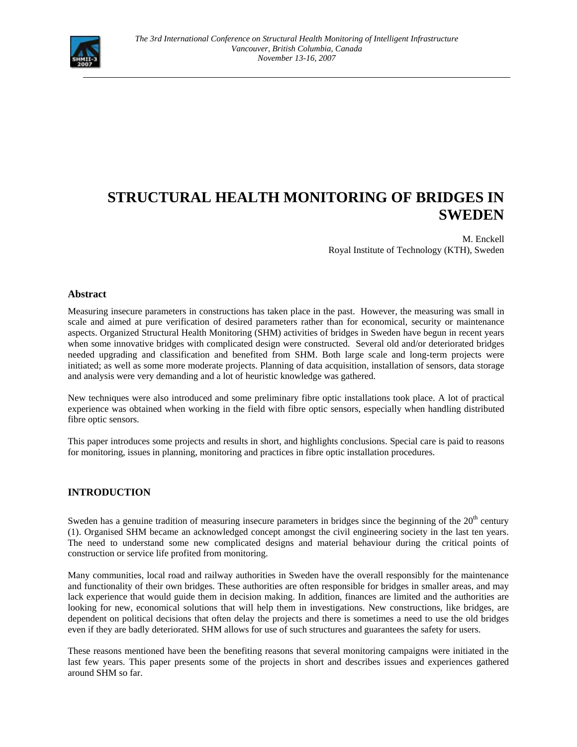# STRUCTURAL HEALTH MONITORING OF BRIDGES IN SWEDEN

M. Enckell
Royal Institute of Technology (KTH), Sweden

## Abstract

Measuring insecure parameters in constructions has taken place in the past. However, the measuring was small in scale and aimed at pure verification of desired parameters rather than for economical, security or maintenance aspects. Organized Structural Health Monitoring (SHM) activities of bridges in Sweden have begun in recent years when some innovative bridges with complicated design were constructed. Several old and/or deteriorated bridges needed upgrading and classification and benefited from SHM. Both large scale and long-term projects were initiated; as well as some more moderate projects. Planning of data acquisition, installation of sensors, data storage and analysis were very demanding and a lot of heuristic knowledge was gathered.

New techniques were also introduced and some preliminary fibre optic installations took place. A lot of practical experience was obtained when working in the field with fibre optic sensors, especially when handling distributed fibre optic sensors.

This paper introduces some projects and results in short, and highlights conclusions. Special care is paid to reasons for monitoring, issues in planning, monitoring and practices in fibre optic installation procedures.

## INTRODUCTION

Sweden has a genuine tradition of measuring insecure parameters in bridges since the beginning of the 20$^{th}$ century (1). Organised SHM became an acknowledged concept amongst the civil engineering society in the last ten years. The need to understand some new complicated designs and material behaviour during the critical points of construction or service life profited from monitoring.

Many communities, local road and railway authorities in Sweden have the overall responsibly for the maintenance and functionality of their own bridges. These authorities are often responsible for bridges in smaller areas, and may lack experience that would guide them in decision making. In addition, finances are limited and the authorities are looking for new, economical solutions that will help them in investigations. New constructions, like bridges, are dependent on political decisions that often delay the projects and there is sometimes a need to use the old bridges even if they are badly deteriorated. SHM allows for use of such structures and guarantees the safety for users.

These reasons mentioned have been the benefiting reasons that several monitoring campaigns were initiated in the last few years. This paper presents some of the projects in short and describes issues and experiences gathered around SHM so far.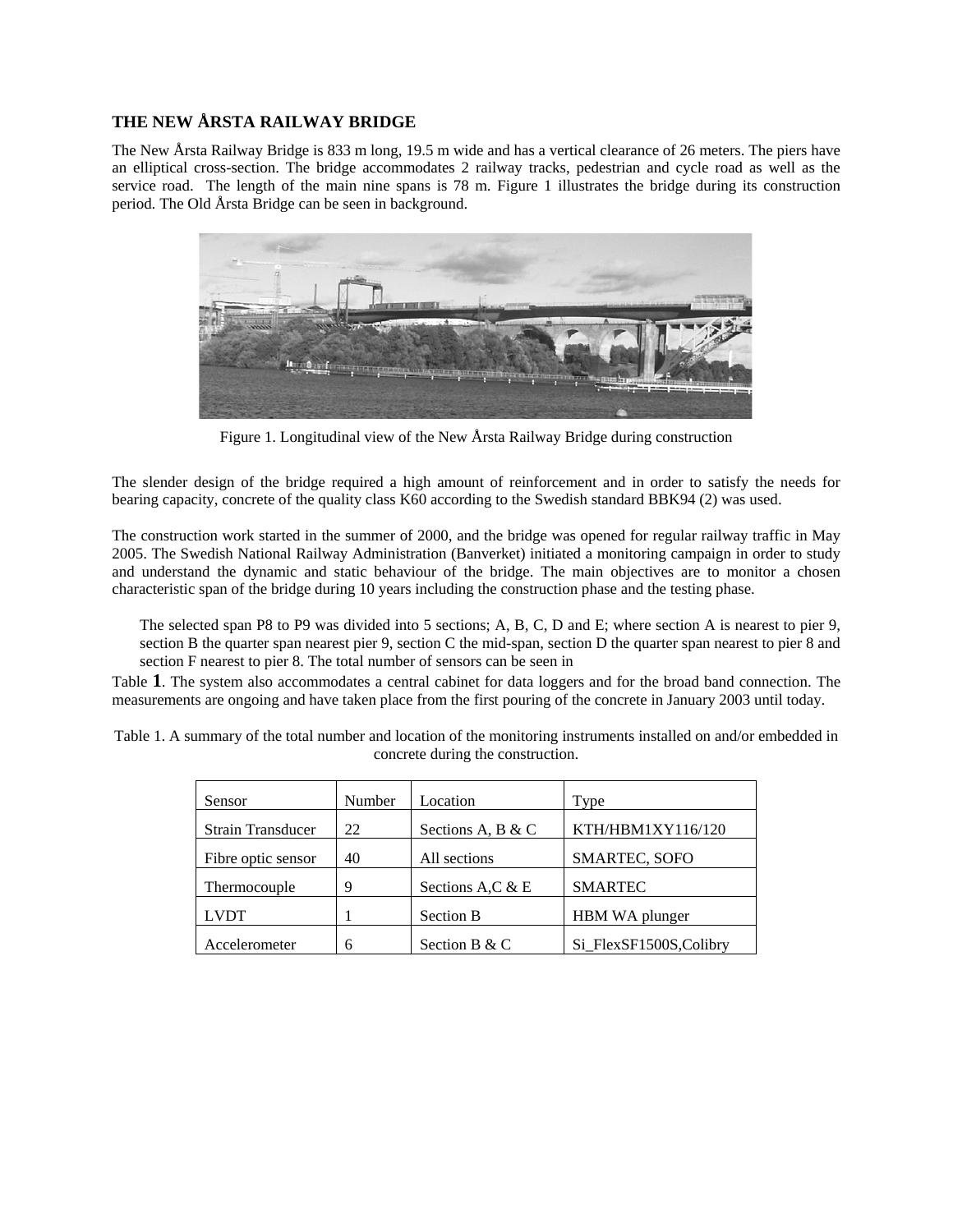## THE NEW ÅRSTA RAILWAY BRIDGE

The New Årsta Railway Bridge is 833 m long, 19.5 m wide and has a vertical clearance of 26 meters. The piers have an elliptical cross-section. The bridge accommodates 2 railway tracks, pedestrian and cycle road as well as the service road. The length of the main nine spans is 78 m. Figure 1 illustrates the bridge during its construction period. The Old Årsta Bridge can be seen in background.

Figure 1. Longitudinal view of the New Årsta Railway Bridge during construction

The slender design of the bridge required a high amount of reinforcement and in order to satisfy the needs for bearing capacity, concrete of the quality class K60 according to the Swedish standard BBK94 (2) was used.

The construction work started in the summer of 2000, and the bridge was opened for regular railway traffic in May 2005. The Swedish National Railway Administration (Banverket) initiated a monitoring campaign in order to study and understand the dynamic and static behaviour of the bridge. The main objectives are to monitor a chosen characteristic span of the bridge during 10 years including the construction phase and the testing phase.

The selected span P8 to P9 was divided into 5 sections; A, B, C, D and E; where section A is nearest to pier 9, section B the quarter span nearest pier 9, section C the mid-span, section D the quarter span nearest to pier 8 and section F nearest to pier 8. The total number of sensors can be seen in Table **1**. The system also accommodates a central cabinet for data loggers and for the broad band connection. The measurements are ongoing and have taken place from the first pouring of the concrete in January 2003 until today.

Table 1. A summary of the total number and location of the monitoring instruments installed on and/or embedded in concrete during the construction.

| Sensor | Number | Location | Type |
|---|---|---|---|
| Strain Transducer | 22 | Sections A, B & C | KTH/HBM1XY116/120 |
| Fibre optic sensor | 40 | All sections | SMARTEC, SOFO |
| Thermocouple | 9 | Sections A,C & E | SMARTEC |
| LVDT | 1 | Section B | HBM WA plunger |
| Accelerometer | 6 | Section B & C | Si_FlexSF1500S,Colibry |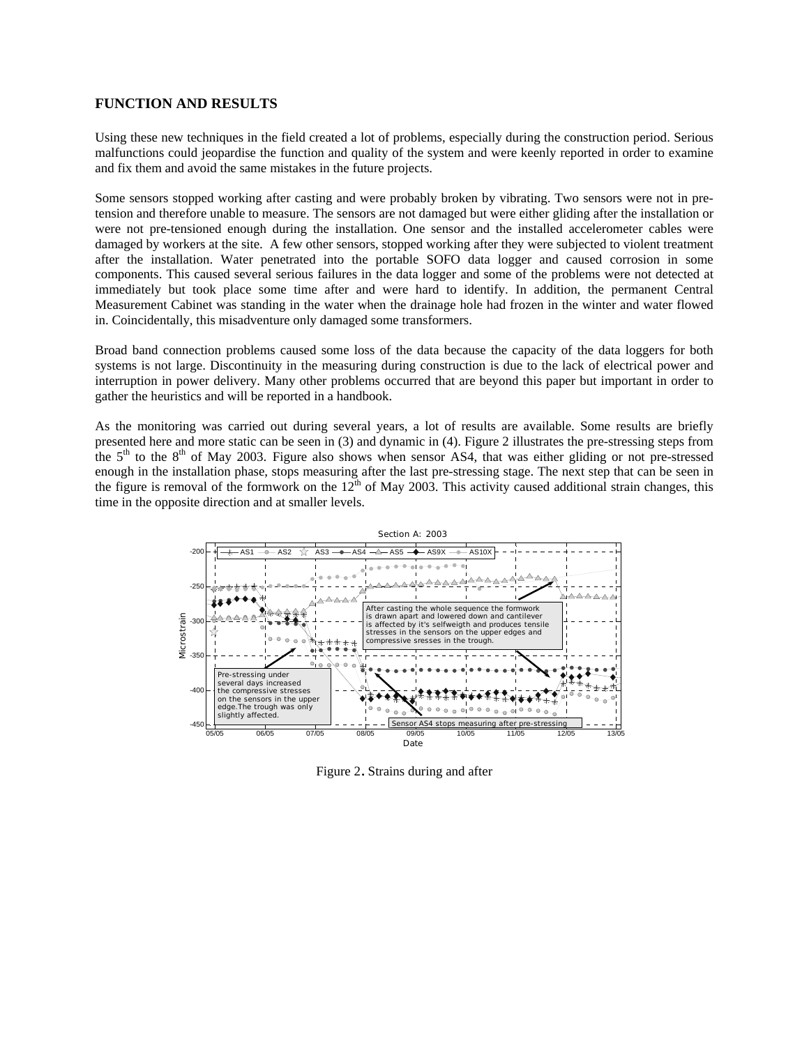## FUNCTION AND RESULTS

Using these new techniques in the field created a lot of problems, especially during the construction period. Serious malfunctions could jeopardise the function and quality of the system and were keenly reported in order to examine and fix them and avoid the same mistakes in the future projects.

Some sensors stopped working after casting and were probably broken by vibrating. Two sensors were not in pre-tension and therefore unable to measure. The sensors are not damaged but were either gliding after the installation or were not pre-tensioned enough during the installation. One sensor and the installed accelerometer cables were damaged by workers at the site. A few other sensors, stopped working after they were subjected to violent treatment after the installation. Water penetrated into the portable SOFO data logger and caused corrosion in some components. This caused several serious failures in the data logger and some of the problems were not detected at immediately but took place some time after and were hard to identify. In addition, the permanent Central Measurement Cabinet was standing in the water when the drainage hole had frozen in the winter and water flowed in. Coincidentally, this misadventure only damaged some transformers.

Broad band connection problems caused some loss of the data because the capacity of the data loggers for both systems is not large. Discontinuity in the measuring during construction is due to the lack of electrical power and interruption in power delivery. Many other problems occurred that are beyond this paper but important in order to gather the heuristics and will be reported in a handbook.

As the monitoring was carried out during several years, a lot of results are available. Some results are briefly presented here and more static can be seen in (3) and dynamic in (4). Figure 2 illustrates the pre-stressing steps from the 5th to the 8th of May 2003. Figure also shows when sensor AS4, that was either gliding or not pre-stressed enough in the installation phase, stops measuring after the last pre-stressing stage. The next step that can be seen in the figure is removal of the formwork on the 12th of May 2003. This activity caused additional strain changes, this time in the opposite direction and at smaller levels.

Figure 2. Strains during and after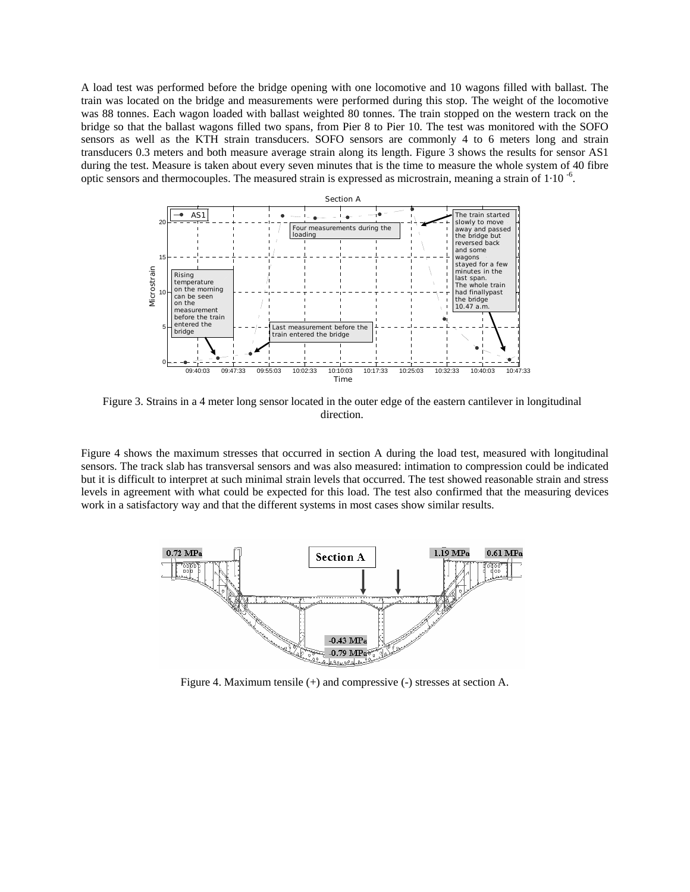A load test was performed before the bridge opening with one locomotive and 10 wagons filled with ballast. The train was located on the bridge and measurements were performed during this stop. The weight of the locomotive was 88 tonnes. Each wagon loaded with ballast weighted 80 tonnes. The train stopped on the western track on the bridge so that the ballast wagons filled two spans, from Pier 8 to Pier 10. The test was monitored with the SOFO sensors as well as the KTH strain transducers. SOFO sensors are commonly 4 to 6 meters long and strain transducers 0.3 meters and both measure average strain along its length. Figure 3 shows the results for sensor AS1 during the test. Measure is taken about every seven minutes that is the time to measure the whole system of 40 fibre optic sensors and thermocouples. The measured strain is expressed as microstrain, meaning a strain of $1 \cdot 10^{-6}$.

Figure 3. Strains in a 4 meter long sensor located in the outer edge of the eastern cantilever in longitudinal direction.

Figure 4 shows the maximum stresses that occurred in section A during the load test, measured with longitudinal sensors. The track slab has transversal sensors and was also measured: intimation to compression could be indicated but it is difficult to interpret at such minimal strain levels that occurred. The test showed reasonable strain and stress levels in agreement with what could be expected for this load. The test also confirmed that the measuring devices work in a satisfactory way and that the different systems in most cases show similar results.

Figure 4. Maximum tensile (+) and compressive (-) stresses at section A.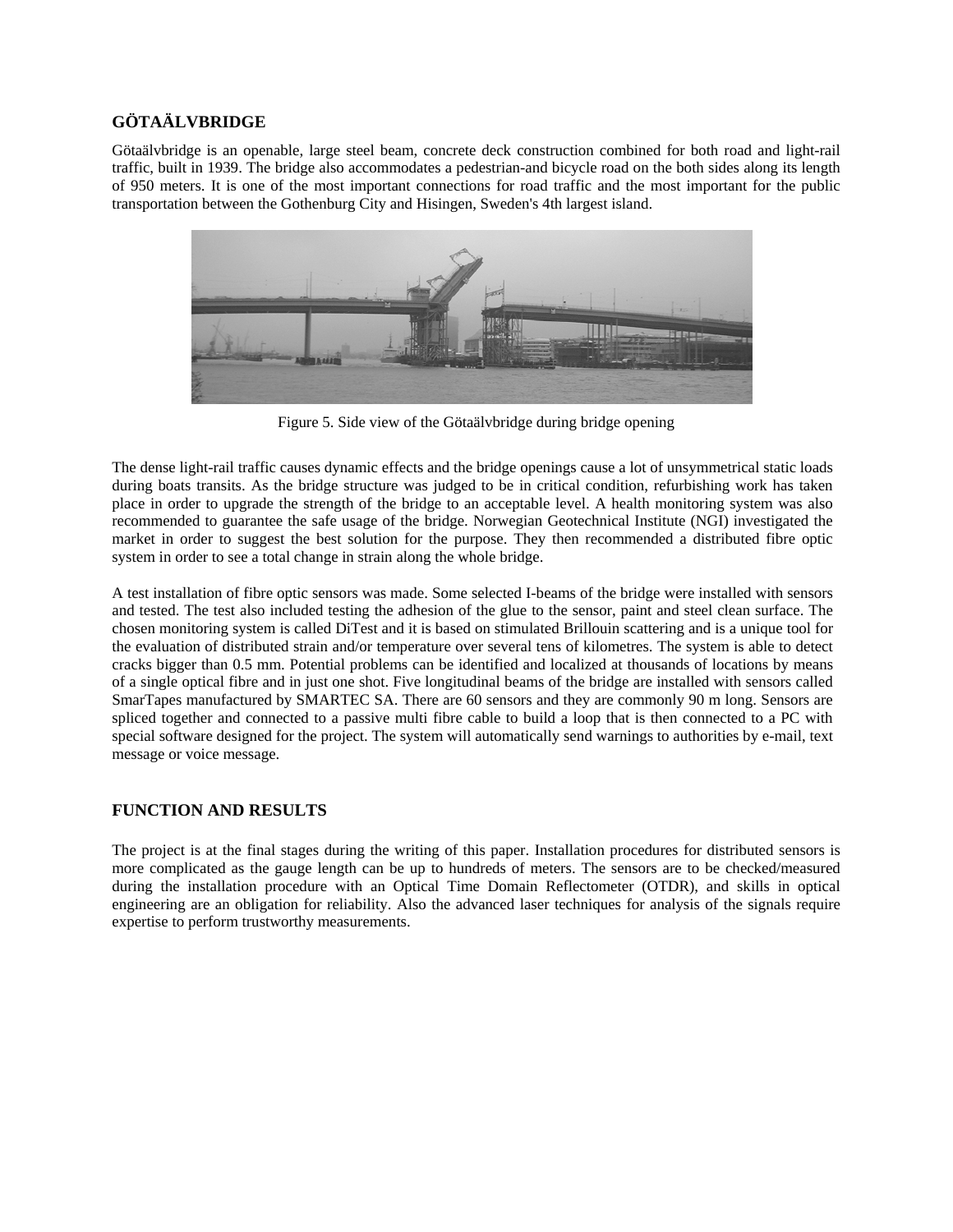## GÖTAÄLVBRIDGE

Götaälvbridge is an openable, large steel beam, concrete deck construction combined for both road and light-rail traffic, built in 1939. The bridge also accommodates a pedestrian-and bicycle road on the both sides along its length of 950 meters. It is one of the most important connections for road traffic and the most important for the public transportation between the Gothenburg City and Hisingen, Sweden's 4th largest island.

Figure 5. Side view of the Götaälvbridge during bridge opening

The dense light-rail traffic causes dynamic effects and the bridge openings cause a lot of unsymmetrical static loads during boats transits. As the bridge structure was judged to be in critical condition, refurbishing work has taken place in order to upgrade the strength of the bridge to an acceptable level. A health monitoring system was also recommended to guarantee the safe usage of the bridge. Norwegian Geotechnical Institute (NGI) investigated the market in order to suggest the best solution for the purpose. They then recommended a distributed fibre optic system in order to see a total change in strain along the whole bridge.

A test installation of fibre optic sensors was made. Some selected I-beams of the bridge were installed with sensors and tested. The test also included testing the adhesion of the glue to the sensor, paint and steel clean surface. The chosen monitoring system is called DiTest and it is based on stimulated Brillouin scattering and is a unique tool for the evaluation of distributed strain and/or temperature over several tens of kilometres. The system is able to detect cracks bigger than 0.5 mm. Potential problems can be identified and localized at thousands of locations by means of a single optical fibre and in just one shot. Five longitudinal beams of the bridge are installed with sensors called SmarTapes manufactured by SMARTEC SA. There are 60 sensors and they are commonly 90 m long. Sensors are spliced together and connected to a passive multi fibre cable to build a loop that is then connected to a PC with special software designed for the project. The system will automatically send warnings to authorities by e-mail, text message or voice message.

## FUNCTION AND RESULTS

The project is at the final stages during the writing of this paper. Installation procedures for distributed sensors is more complicated as the gauge length can be up to hundreds of meters. The sensors are to be checked/measured during the installation procedure with an Optical Time Domain Reflectometer (OTDR), and skills in optical engineering are an obligation for reliability. Also the advanced laser techniques for analysis of the signals require expertise to perform trustworthy measurements.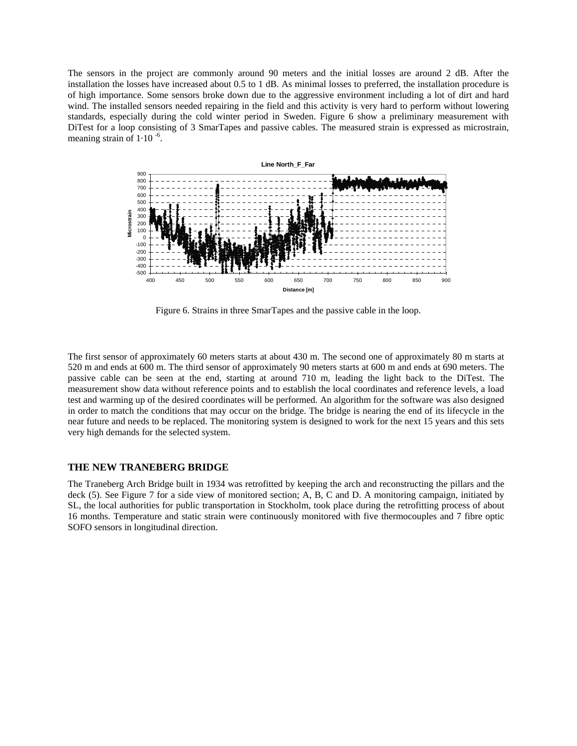The sensors in the project are commonly around 90 meters and the initial losses are around 2 dB. After the installation the losses have increased about 0.5 to 1 dB. As minimal losses to preferred, the installation procedure is of high importance. Some sensors broke down due to the aggressive environment including a lot of dirt and hard wind. The installed sensors needed repairing in the field and this activity is very hard to perform without lowering standards, especially during the cold winter period in Sweden. Figure 6 show a preliminary measurement with DiTest for a loop consisting of 3 SmarTapes and passive cables. The measured strain is expressed as microstrain, meaning strain of $1 \cdot 10^{-6}$.

Figure 6. Strains in three SmarTapes and the passive cable in the loop.

The first sensor of approximately 60 meters starts at about 430 m. The second one of approximately 80 m starts at 520 m and ends at 600 m. The third sensor of approximately 90 meters starts at 600 m and ends at 690 meters. The passive cable can be seen at the end, starting at around 710 m, leading the light back to the DiTest. The measurement show data without reference points and to establish the local coordinates and reference levels, a load test and warming up of the desired coordinates will be performed. An algorithm for the software was also designed in order to match the conditions that may occur on the bridge. The bridge is nearing the end of its lifecycle in the near future and needs to be replaced. The monitoring system is designed to work for the next 15 years and this sets very high demands for the selected system.

## THE NEW TRANEBERG BRIDGE

The Traneberg Arch Bridge built in 1934 was retrofitted by keeping the arch and reconstructing the pillars and the deck (5). See Figure 7 for a side view of monitored section; A, B, C and D. A monitoring campaign, initiated by SL, the local authorities for public transportation in Stockholm, took place during the retrofitting process of about 16 months. Temperature and static strain were continuously monitored with five thermocouples and 7 fibre optic SOFO sensors in longitudinal direction.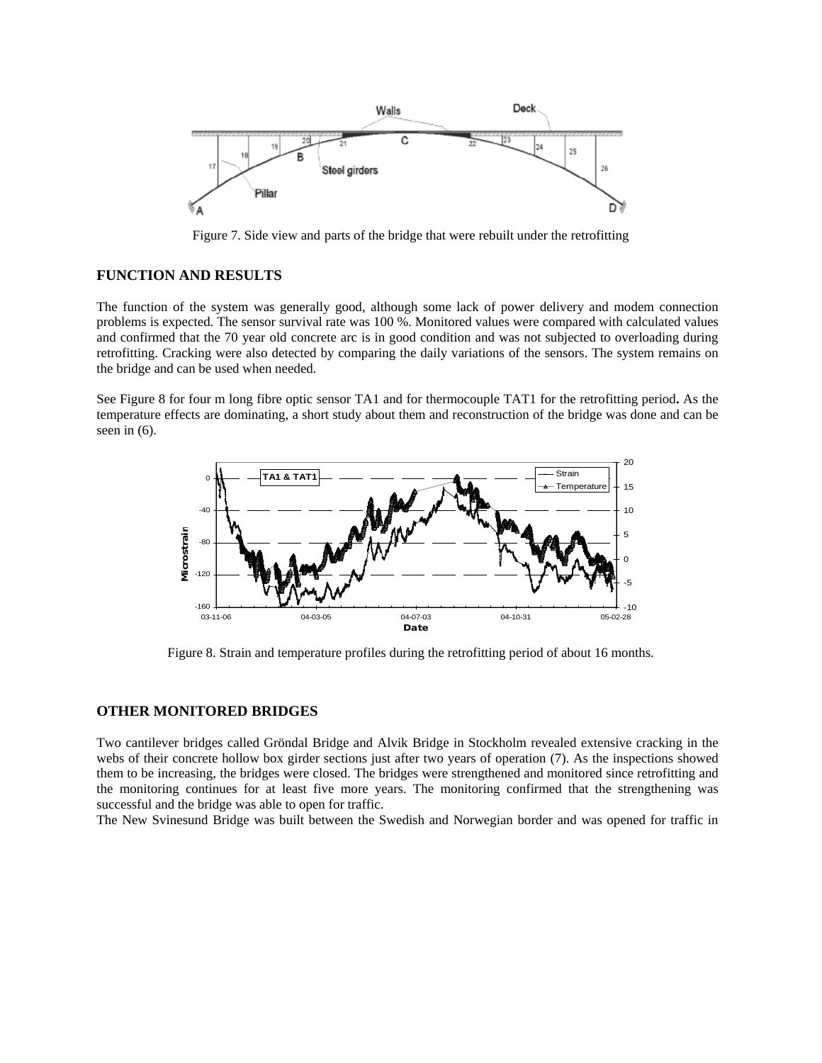Figure 7. Side view and parts of the bridge that were rebuilt under the retrofitting

## FUNCTION AND RESULTS

The function of the system was generally good, although some lack of power delivery and modem connection problems is expected. The sensor survival rate was 100 %. Monitored values were compared with calculated values and confirmed that the 70 year old concrete arc is in good condition and was not subjected to overloading during retrofitting. Cracking were also detected by comparing the daily variations of the sensors. The system remains on the bridge and can be used when needed.

See Figure 8 for four m long fibre optic sensor TA1 and for thermocouple TAT1 for the retrofitting period**.** As the temperature effects are dominating, a short study about them and reconstruction of the bridge was done and can be seen in (6).

Figure 8. Strain and temperature profiles during the retrofitting period of about 16 months.

## OTHER MONITORED BRIDGES

Two cantilever bridges called Gröndal Bridge and Alvik Bridge in Stockholm revealed extensive cracking in the webs of their concrete hollow box girder sections just after two years of operation (7). As the inspections showed them to be increasing, the bridges were closed. The bridges were strengthened and monitored since retrofitting and the monitoring continues for at least five more years. The monitoring confirmed that the strengthening was successful and the bridge was able to open for traffic.
The New Svinesund Bridge was built between the Swedish and Norwegian border and was opened for traffic in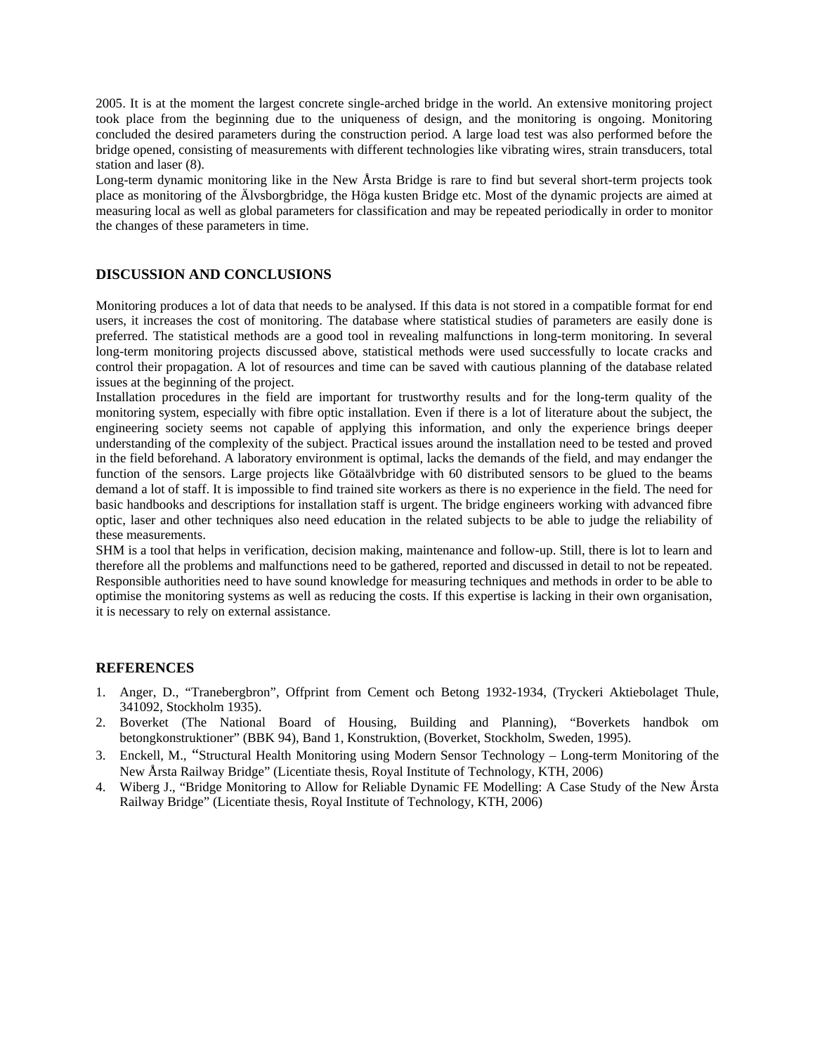2005. It is at the moment the largest concrete single-arched bridge in the world. An extensive monitoring project took place from the beginning due to the uniqueness of design, and the monitoring is ongoing. Monitoring concluded the desired parameters during the construction period. A large load test was also performed before the bridge opened, consisting of measurements with different technologies like vibrating wires, strain transducers, total station and laser (8).

Long-term dynamic monitoring like in the New Årsta Bridge is rare to find but several short-term projects took place as monitoring of the Älvsborgbridge, the Höga kusten Bridge etc. Most of the dynamic projects are aimed at measuring local as well as global parameters for classification and may be repeated periodically in order to monitor the changes of these parameters in time.

## DISCUSSION AND CONCLUSIONS

Monitoring produces a lot of data that needs to be analysed. If this data is not stored in a compatible format for end users, it increases the cost of monitoring. The database where statistical studies of parameters are easily done is preferred. The statistical methods are a good tool in revealing malfunctions in long-term monitoring. In several long-term monitoring projects discussed above, statistical methods were used successfully to locate cracks and control their propagation. A lot of resources and time can be saved with cautious planning of the database related issues at the beginning of the project.

Installation procedures in the field are important for trustworthy results and for the long-term quality of the monitoring system, especially with fibre optic installation. Even if there is a lot of literature about the subject, the engineering society seems not capable of applying this information, and only the experience brings deeper understanding of the complexity of the subject. Practical issues around the installation need to be tested and proved in the field beforehand. A laboratory environment is optimal, lacks the demands of the field, and may endanger the function of the sensors. Large projects like Götaälvbridge with 60 distributed sensors to be glued to the beams demand a lot of staff. It is impossible to find trained site workers as there is no experience in the field. The need for basic handbooks and descriptions for installation staff is urgent. The bridge engineers working with advanced fibre optic, laser and other techniques also need education in the related subjects to be able to judge the reliability of these measurements.

SHM is a tool that helps in verification, decision making, maintenance and follow-up. Still, there is lot to learn and therefore all the problems and malfunctions need to be gathered, reported and discussed in detail to not be repeated. Responsible authorities need to have sound knowledge for measuring techniques and methods in order to be able to optimise the monitoring systems as well as reducing the costs. If this expertise is lacking in their own organisation, it is necessary to rely on external assistance.

## REFERENCES

1. Anger, D., "Tranebergbron", Offprint from Cement och Betong 1932-1934, (Tryckeri Aktiebolaget Thule, 341092, Stockholm 1935).
2. Boverket (The National Board of Housing, Building and Planning), "Boverkets handbok om betongkonstruktioner" (BBK 94), Band 1, Konstruktion, (Boverket, Stockholm, Sweden, 1995).
3. Enckell, M., "Structural Health Monitoring using Modern Sensor Technology – Long-term Monitoring of the New Årsta Railway Bridge" (Licentiate thesis, Royal Institute of Technology, KTH, 2006)
4. Wiberg J., "Bridge Monitoring to Allow for Reliable Dynamic FE Modelling: A Case Study of the New Årsta Railway Bridge" (Licentiate thesis, Royal Institute of Technology, KTH, 2006)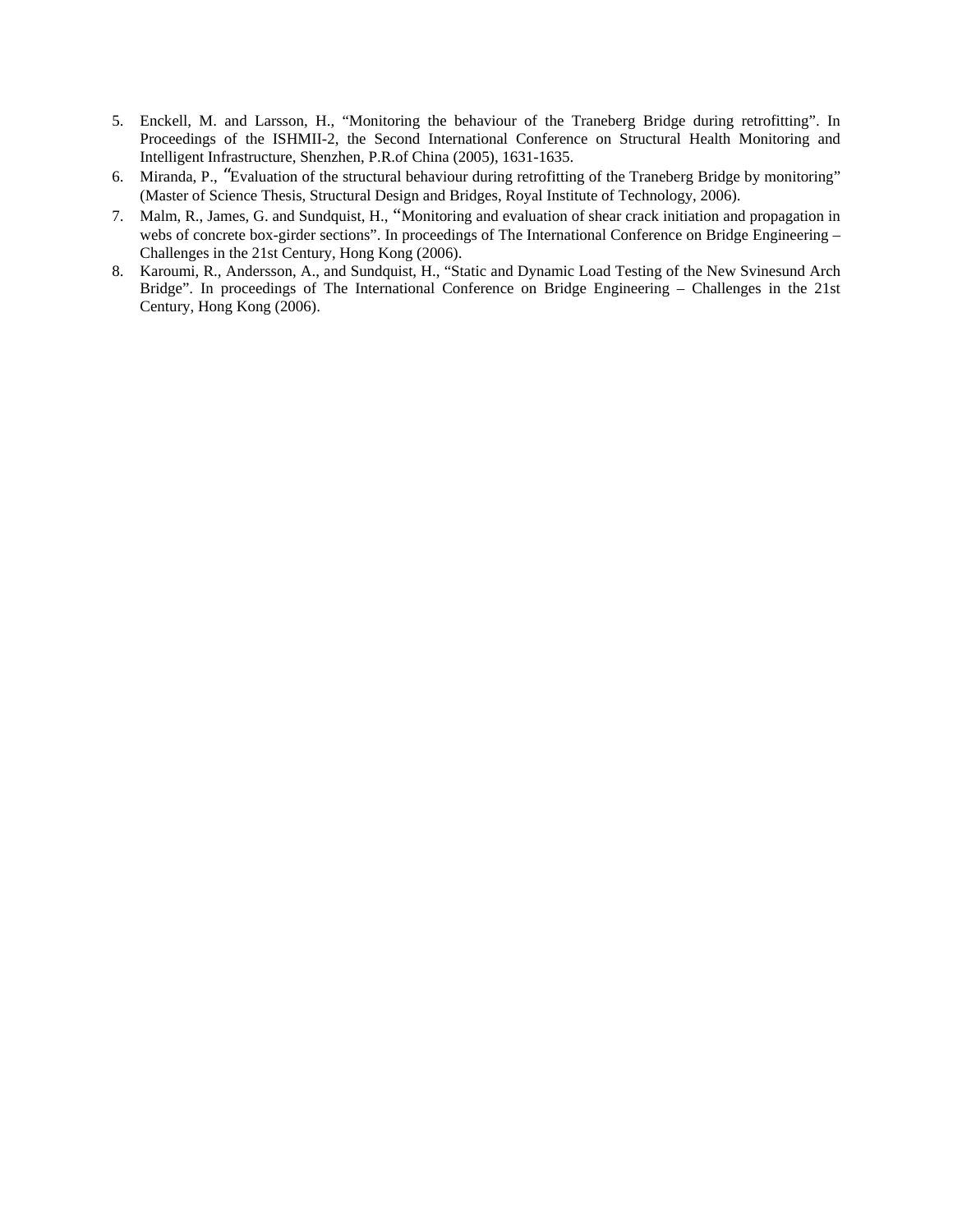5. Enckell, M. and Larsson, H., “Monitoring the behaviour of the Traneberg Bridge during retrofitting”. In Proceedings of the ISHMII-2, the Second International Conference on Structural Health Monitoring and Intelligent Infrastructure, Shenzhen, P.R.of China (2005), 1631-1635.
6. Miranda, P., “Evaluation of the structural behaviour during retrofitting of the Traneberg Bridge by monitoring” (Master of Science Thesis, Structural Design and Bridges, Royal Institute of Technology, 2006).
7. Malm, R., James, G. and Sundquist, H., “Monitoring and evaluation of shear crack initiation and propagation in webs of concrete box-girder sections”. In proceedings of The International Conference on Bridge Engineering – Challenges in the 21st Century, Hong Kong (2006).
8. Karoumi, R., Andersson, A., and Sundquist, H., “Static and Dynamic Load Testing of the New Svinesund Arch Bridge”. In proceedings of The International Conference on Bridge Engineering – Challenges in the 21st Century, Hong Kong (2006).